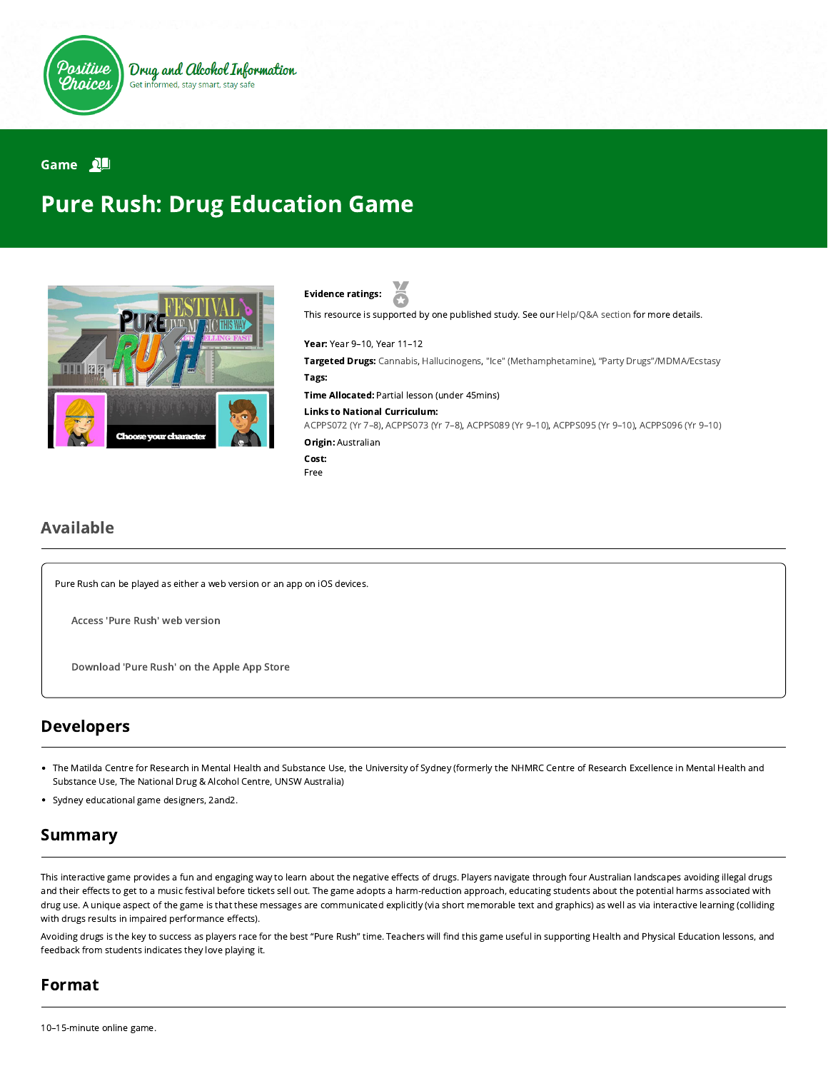Positive Choices

Drug and Alcohol Information

Get informed, stay smart, stay safe

Game

# Pure Rush: Drug Education Game

**Evidence ratings:**

This resource is supported by one published study. See our Help/Q&A section for more details.

**Year:** Year 9–10, Year 11–12

**Targeted Drugs:** Cannabis, Hallucinogens, "Ice" (Methamphetamine), "Party Drugs"/MDMA/Ecstasy

**Tags:**

**Time Allocated:** Partial lesson (under 45mins)

**Links to National Curriculum:**
ACPPS072 (Yr 7–8), ACPPS073 (Yr 7–8), ACPPS089 (Yr 9–10), ACPPS095 (Yr 9–10), ACPPS096 (Yr 9–10)

**Origin:** Australian

**Cost:**
Free

## Available

Pure Rush can be played as either a web version or an app on iOS devices.

Access 'Pure Rush' web version

Download 'Pure Rush' on the Apple App Store

## Developers

- The Matilda Centre for Research in Mental Health and Substance Use, the University of Sydney (formerly the NHMRC Centre of Research Excellence in Mental Health and Substance Use, The National Drug & Alcohol Centre, UNSW Australia)
- Sydney educational game designers, 2and2.

## Summary

This interactive game provides a fun and engaging way to learn about the negative effects of drugs. Players navigate through four Australian landscapes avoiding illegal drugs and their effects to get to a music festival before tickets sell out. The game adopts a harm-reduction approach, educating students about the potential harms associated with drug use. A unique aspect of the game is that these messages are communicated explicitly (via short memorable text and graphics) as well as via interactive learning (colliding with drugs results in impaired performance effects).

Avoiding drugs is the key to success as players race for the best "Pure Rush" time. Teachers will find this game useful in supporting Health and Physical Education lessons, and feedback from students indicates they love playing it.

## Format

10–15-minute online game.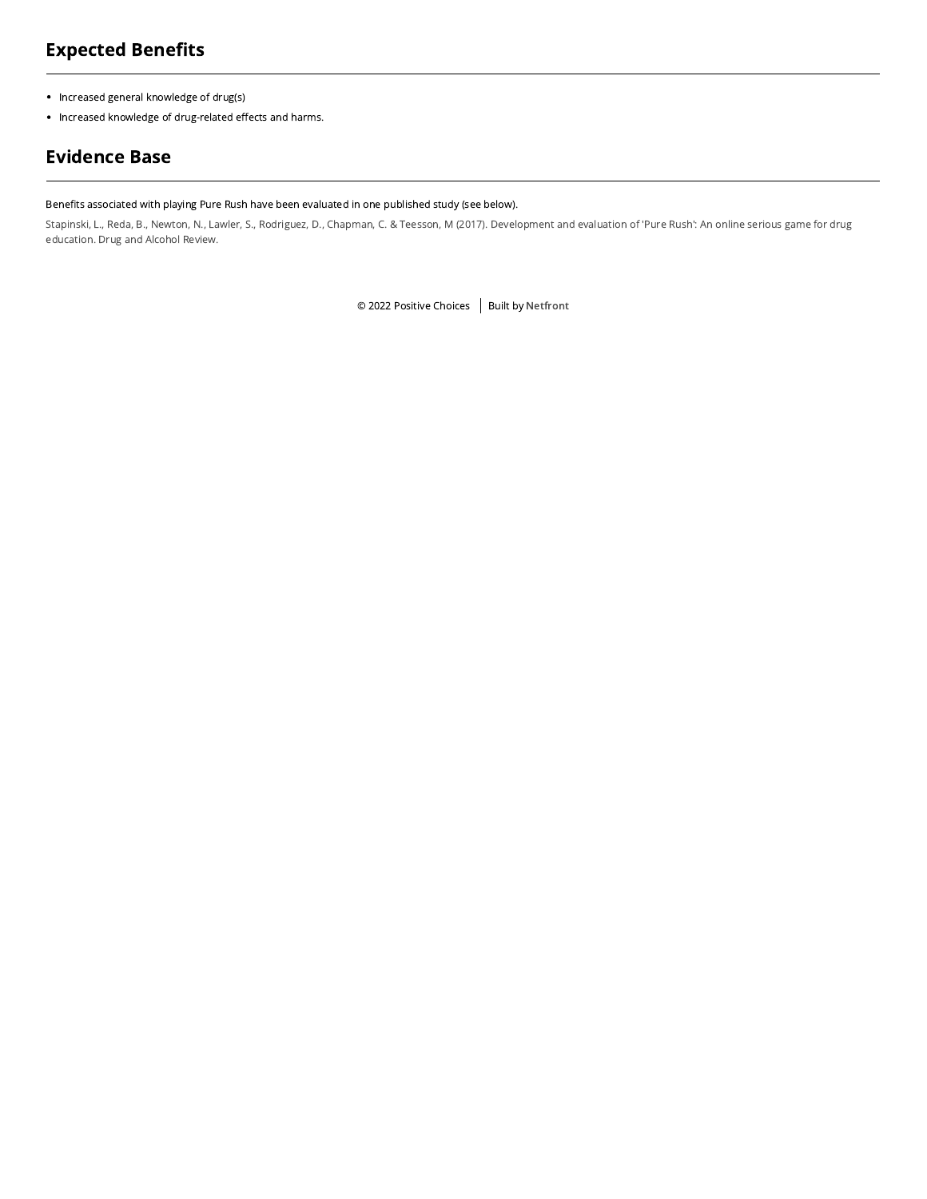## Expected Benefits

- Increased general knowledge of drug(s)
- Increased knowledge of drug-related effects and harms.

## Evidence Base

Benefits associated with playing Pure Rush have been evaluated in one published study (see below).

Stapinski, L., Reda, B., Newton, N., Lawler, S., Rodriguez, D., Chapman, C. & Teesson, M (2017). Development and evaluation of 'Pure Rush': An online serious game for drug education. Drug and Alcohol Review.

© 2022 Positive Choices | Built by Netfront